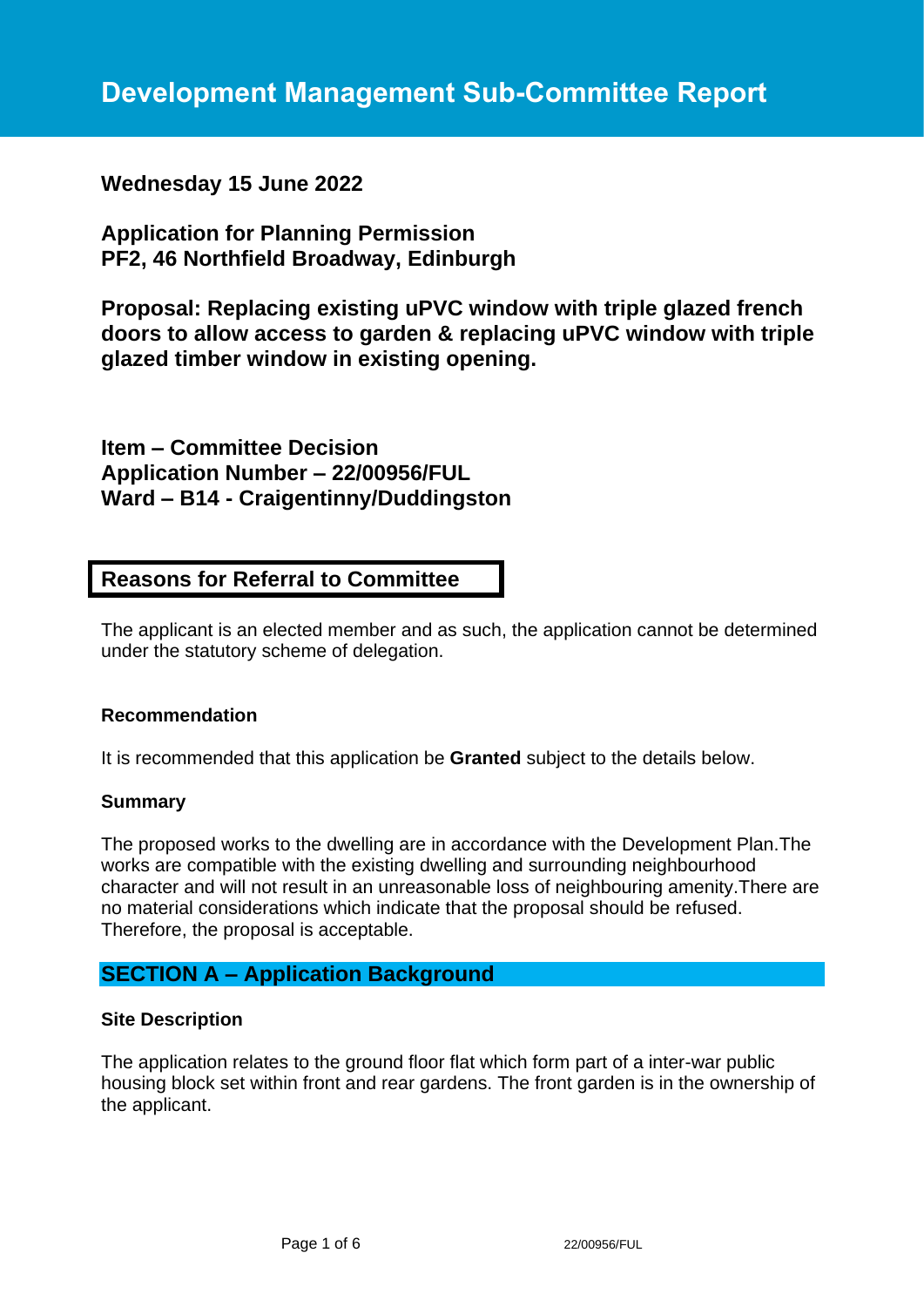# Development Management Sub-Committee Report

**Wednesday 15 June 2022**

**Application for Planning Permission**
**PF2, 46 Northfield Broadway, Edinburgh**

**Proposal: Replacing existing uPVC window with triple glazed french doors to allow access to garden & replacing uPVC window with triple glazed timber window in existing opening.**

**Item – Committee Decision**
**Application Number – 22/00956/FUL**
**Ward – B14 - Craigentinny/Duddingston**

## Reasons for Referral to Committee

The applicant is an elected member and as such, the application cannot be determined under the statutory scheme of delegation.

### Recommendation

It is recommended that this application be **Granted** subject to the details below.

### Summary

The proposed works to the dwelling are in accordance with the Development Plan.The works are compatible with the existing dwelling and surrounding neighbourhood character and will not result in an unreasonable loss of neighbouring amenity.There are no material considerations which indicate that the proposal should be refused. Therefore, the proposal is acceptable.

## SECTION A – Application Background

### Site Description

The application relates to the ground floor flat which form part of a inter-war public housing block set within front and rear gardens. The front garden is in the ownership of the applicant.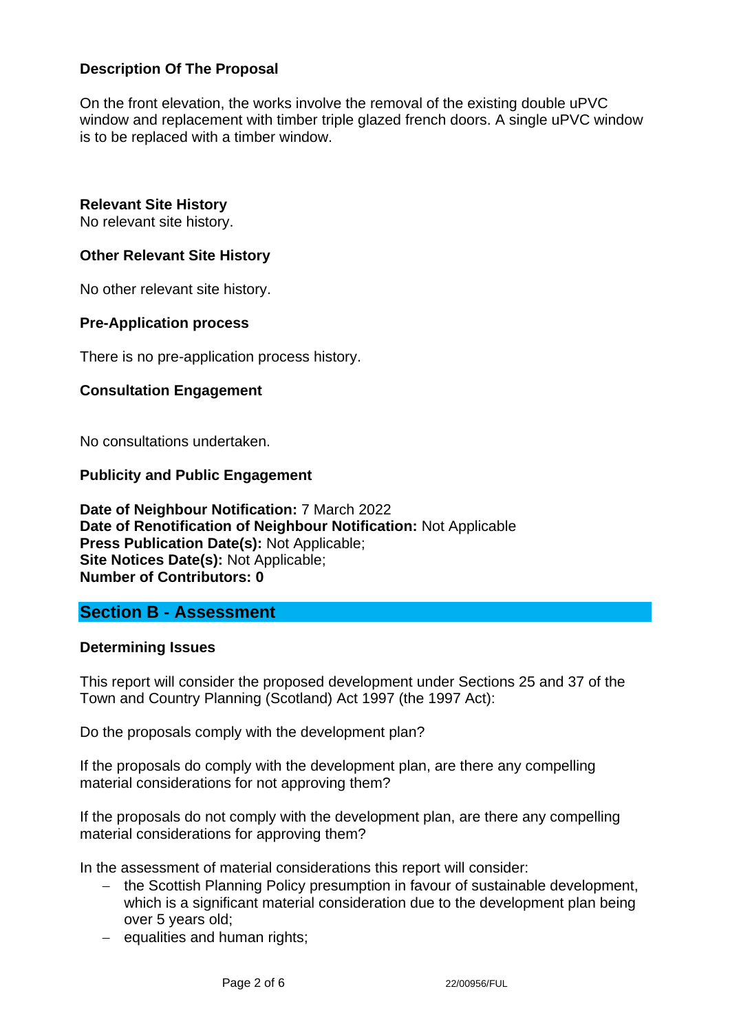### Description Of The Proposal

On the front elevation, the works involve the removal of the existing double uPVC window and replacement with timber triple glazed french doors. A single uPVC window is to be replaced with a timber window.

**Relevant Site History**
No relevant site history.

### Other Relevant Site History

No other relevant site history.

### Pre-Application process

There is no pre-application process history.

### Consultation Engagement

No consultations undertaken.

### Publicity and Public Engagement

**Date of Neighbour Notification:** 7 March 2022
**Date of Renotification of Neighbour Notification:** Not Applicable
**Press Publication Date(s):** Not Applicable;
**Site Notices Date(s):** Not Applicable;
**Number of Contributors: 0**

## Section B - Assessment

### Determining Issues

This report will consider the proposed development under Sections 25 and 37 of the Town and Country Planning (Scotland) Act 1997 (the 1997 Act):

Do the proposals comply with the development plan?

If the proposals do comply with the development plan, are there any compelling material considerations for not approving them?

If the proposals do not comply with the development plan, are there any compelling material considerations for approving them?

In the assessment of material considerations this report will consider:

- the Scottish Planning Policy presumption in favour of sustainable development, which is a significant material consideration due to the development plan being over 5 years old;
- equalities and human rights;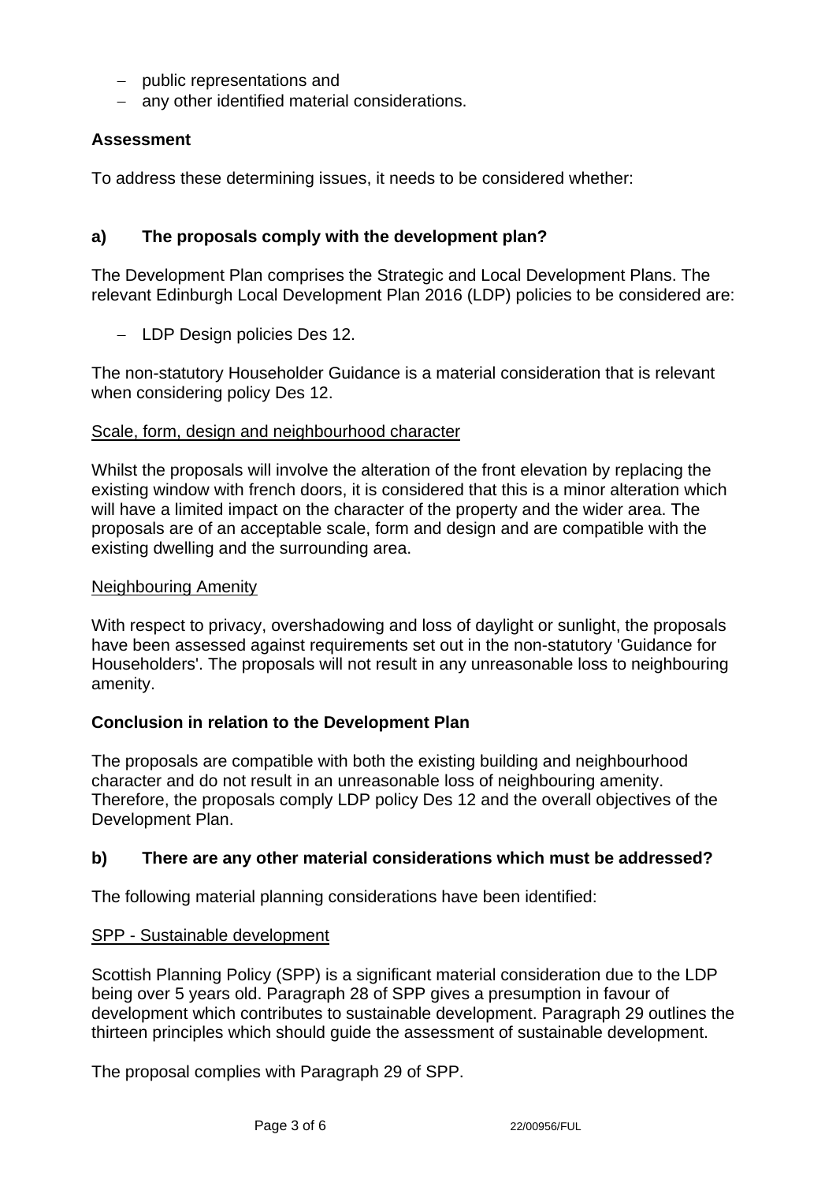- public representations and
- any other identified material considerations.

**Assessment**

To address these determining issues, it needs to be considered whether:

**a) The proposals comply with the development plan?**

The Development Plan comprises the Strategic and Local Development Plans. The relevant Edinburgh Local Development Plan 2016 (LDP) policies to be considered are:

- LDP Design policies Des 12.

The non-statutory Householder Guidance is a material consideration that is relevant when considering policy Des 12.

<u>Scale, form, design and neighbourhood character</u>

Whilst the proposals will involve the alteration of the front elevation by replacing the existing window with french doors, it is considered that this is a minor alteration which will have a limited impact on the character of the property and the wider area. The proposals are of an acceptable scale, form and design and are compatible with the existing dwelling and the surrounding area.

<u>Neighbouring Amenity</u>

With respect to privacy, overshadowing and loss of daylight or sunlight, the proposals have been assessed against requirements set out in the non-statutory 'Guidance for Householders'. The proposals will not result in any unreasonable loss to neighbouring amenity.

**Conclusion in relation to the Development Plan**

The proposals are compatible with both the existing building and neighbourhood character and do not result in an unreasonable loss of neighbouring amenity. Therefore, the proposals comply LDP policy Des 12 and the overall objectives of the Development Plan.

**b) There are any other material considerations which must be addressed?**

The following material planning considerations have been identified:

<u>SPP - Sustainable development</u>

Scottish Planning Policy (SPP) is a significant material consideration due to the LDP being over 5 years old. Paragraph 28 of SPP gives a presumption in favour of development which contributes to sustainable development. Paragraph 29 outlines the thirteen principles which should guide the assessment of sustainable development.

The proposal complies with Paragraph 29 of SPP.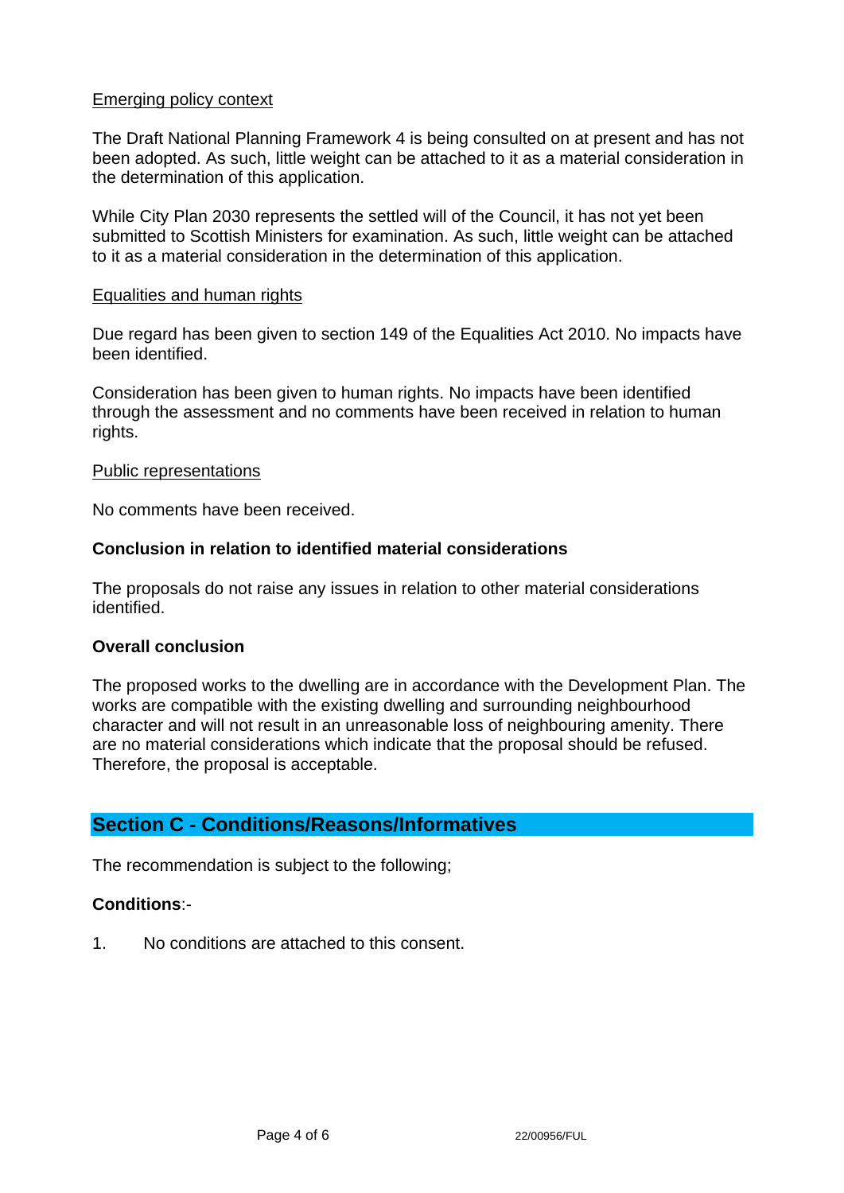Emerging policy context

The Draft National Planning Framework 4 is being consulted on at present and has not been adopted. As such, little weight can be attached to it as a material consideration in the determination of this application.

While City Plan 2030 represents the settled will of the Council, it has not yet been submitted to Scottish Ministers for examination. As such, little weight can be attached to it as a material consideration in the determination of this application.

Equalities and human rights

Due regard has been given to section 149 of the Equalities Act 2010. No impacts have been identified.

Consideration has been given to human rights. No impacts have been identified through the assessment and no comments have been received in relation to human rights.

Public representations

No comments have been received.

**Conclusion in relation to identified material considerations**

The proposals do not raise any issues in relation to other material considerations identified.

**Overall conclusion**

The proposed works to the dwelling are in accordance with the Development Plan. The works are compatible with the existing dwelling and surrounding neighbourhood character and will not result in an unreasonable loss of neighbouring amenity. There are no material considerations which indicate that the proposal should be refused. Therefore, the proposal is acceptable.

## Section C - Conditions/Reasons/Informatives

The recommendation is subject to the following;

**Conditions**:-

1. No conditions are attached to this consent.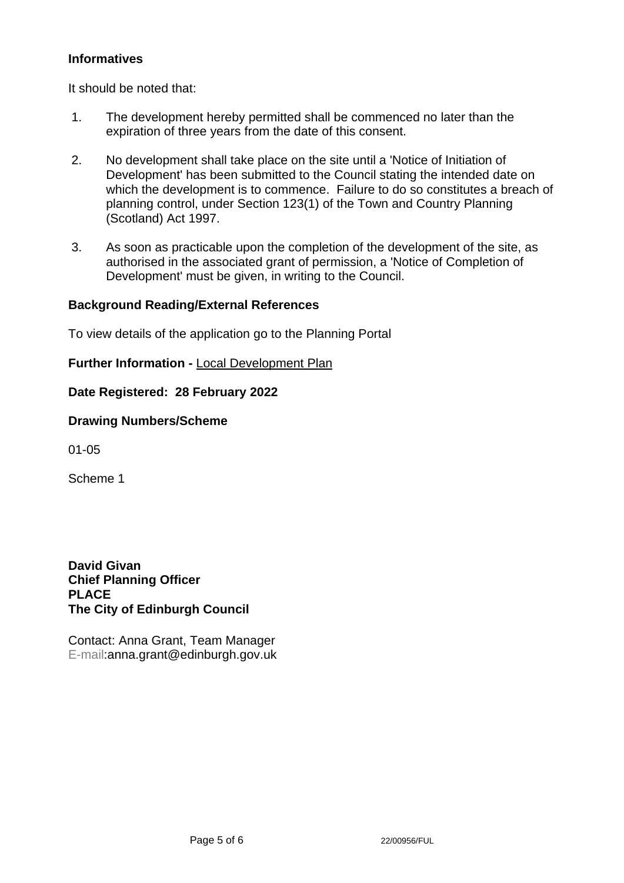**Informatives**

It should be noted that:

1. The development hereby permitted shall be commenced no later than the expiration of three years from the date of this consent.

2. No development shall take place on the site until a 'Notice of Initiation of Development' has been submitted to the Council stating the intended date on which the development is to commence. Failure to do so constitutes a breach of planning control, under Section 123(1) of the Town and Country Planning (Scotland) Act 1997.

3. As soon as practicable upon the completion of the development of the site, as authorised in the associated grant of permission, a 'Notice of Completion of Development' must be given, in writing to the Council.

**Background Reading/External References**

To view details of the application go to the Planning Portal

**Further Information -** Local Development Plan

**Date Registered: 28 February 2022**

**Drawing Numbers/Scheme**

01-05

Scheme 1

**David Givan**
**Chief Planning Officer**
**PLACE**
**The City of Edinburgh Council**

Contact: Anna Grant, Team Manager
E-mail:anna.grant@edinburgh.gov.uk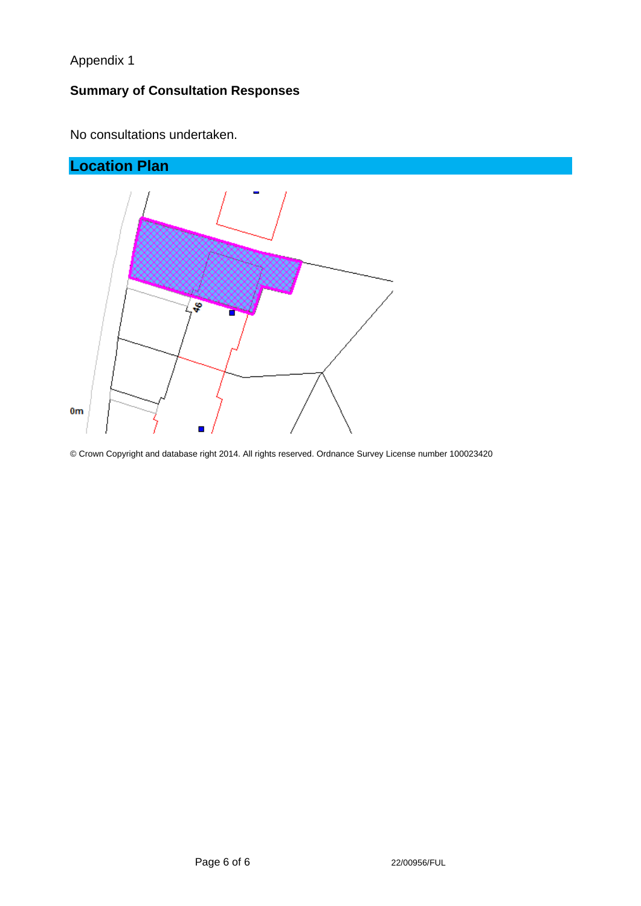Appendix 1

**Summary of Consultation Responses**

No consultations undertaken.

## Location Plan

46

0m

© Crown Copyright and database right 2014. All rights reserved. Ordnance Survey License number 100023420

22/00956/FUL